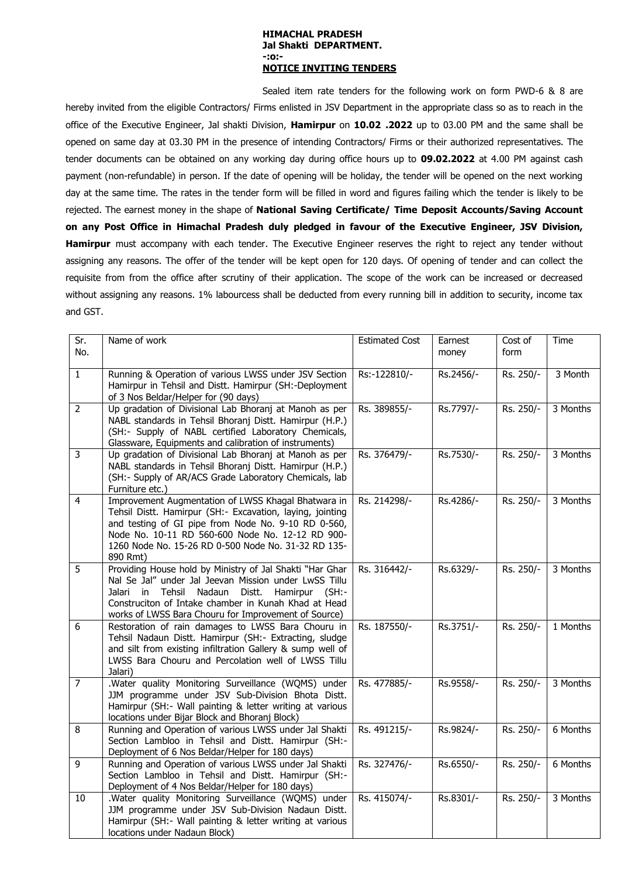**HIMACHAL PRADESH**
**Jal Shakti DEPARTMENT.**
**-:o:-**
**NOTICE INVITING TENDERS**

Sealed item rate tenders for the following work on form PWD-6 & 8 are hereby invited from the eligible Contractors/ Firms enlisted in JSV Department in the appropriate class so as to reach in the office of the Executive Engineer, Jal shakti Division, **Hamirpur** on **10.02 .2022** up to 03.00 PM and the same shall be opened on same day at 03.30 PM in the presence of intending Contractors/ Firms or their authorized representatives. The tender documents can be obtained on any working day during office hours up to **09.02.2022** at 4.00 PM against cash payment (non-refundable) in person. If the date of opening will be holiday, the tender will be opened on the next working day at the same time. The rates in the tender form will be filled in word and figures failing which the tender is likely to be rejected. The earnest money in the shape of **National Saving Certificate/ Time Deposit Accounts/Saving Account on any Post Office in Himachal Pradesh duly pledged in favour of the Executive Engineer, JSV Division, Hamirpur** must accompany with each tender. The Executive Engineer reserves the right to reject any tender without assigning any reasons. The offer of the tender will be kept open for 120 days. Of opening of tender and can collect the requisite from from the office after scrutiny of their application. The scope of the work can be increased or decreased without assigning any reasons. 1% labourcess shall be deducted from every running bill in addition to security, income tax and GST.

| Sr. No. | Name of work | Estimated Cost | Earnest money | Cost of form | Time |
|---|---|---|---|---|---|
| 1 | Running & Operation of various LWSS under JSV Section Hamirpur in Tehsil and Distt. Hamirpur (SH:-Deployment of 3 Nos Beldar/Helper for (90 days) | Rs:-122810/- | Rs.2456/- | Rs. 250/- | 3 Month |
| 2 | Up gradation of Divisional Lab Bhoranj at Manoh as per NABL standards in Tehsil Bhoranj Distt. Hamirpur (H.P.) (SH:- Supply of NABL certified Laboratory Chemicals, Glassware, Equipments and calibration of instruments) | Rs. 389855/- | Rs.7797/- | Rs. 250/- | 3 Months |
| 3 | Up gradation of Divisional Lab Bhoranj at Manoh as per NABL standards in Tehsil Bhoranj Distt. Hamirpur (H.P.) (SH:- Supply of AR/ACS Grade Laboratory Chemicals, lab Furniture etc.) | Rs. 376479/- | Rs.7530/- | Rs. 250/- | 3 Months |
| 4 | Improvement Augmentation of LWSS Khagal Bhatwara in Tehsil Distt. Hamirpur (SH:- Excavation, laying, jointing and testing of GI pipe from Node No. 9-10 RD 0-560, Node No. 10-11 RD 560-600 Node No. 12-12 RD 900-1260 Node No. 15-26 RD 0-500 Node No. 31-32 RD 135-890 Rmt) | Rs. 214298/- | Rs.4286/- | Rs. 250/- | 3 Months |
| 5 | Providing House hold by Ministry of Jal Shakti "Har Ghar Nal Se Jal" under Jal Jeevan Mission under LwSS Tillu Jalari in Tehsil Nadaun Distt. Hamirpur (SH:- Construciton of Intake chamber in Kunah Khad at Head works of LWSS Bara Chouru for Improvement of Source) | Rs. 316442/- | Rs.6329/- | Rs. 250/- | 3 Months |
| 6 | Restoration of rain damages to LWSS Bara Chouru in Tehsil Nadaun Distt. Hamirpur (SH:- Extracting, sludge and silt from existing infiltration Gallery & sump well of LWSS Bara Chouru and Percolation well of LWSS Tillu Jalari) | Rs. 187550/- | Rs.3751/- | Rs. 250/- | 1 Months |
| 7 | .Water quality Monitoring Surveillance (WQMS) under JJM programme under JSV Sub-Division Bhota Distt. Hamirpur (SH:- Wall painting & letter writing at various locations under Bijar Block and Bhoranj Block) | Rs. 477885/- | Rs.9558/- | Rs. 250/- | 3 Months |
| 8 | Running and Operation of various LWSS under Jal Shakti Section Lambloo in Tehsil and Distt. Hamirpur (SH:- Deployment of 6 Nos Beldar/Helper for 180 days) | Rs. 491215/- | Rs.9824/- | Rs. 250/- | 6 Months |
| 9 | Running and Operation of various LWSS under Jal Shakti Section Lambloo in Tehsil and Distt. Hamirpur (SH:- Deployment of 4 Nos Beldar/Helper for 180 days) | Rs. 327476/- | Rs.6550/- | Rs. 250/- | 6 Months |
| 10 | .Water quality Monitoring Surveillance (WQMS) under JJM programme under JSV Sub-Division Nadaun Distt. Hamirpur (SH:- Wall painting & letter writing at various locations under Nadaun Block) | Rs. 415074/- | Rs.8301/- | Rs. 250/- | 3 Months |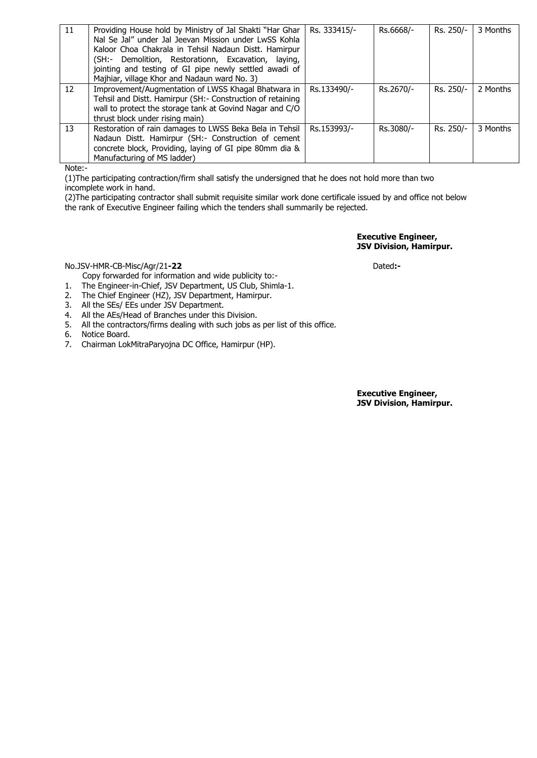| | | | | | |
|---|---|---|---|---|---|
| 11 | Providing House hold by Ministry of Jal Shakti "Har Ghar Nal Se Jal" under Jal Jeevan Mission under LwSS Kohla Kaloor Choa Chakrala in Tehsil Nadaun Distt. Hamirpur (SH:- Demolition, Restorationn, Excavation, laying, jointing and testing of GI pipe newly settled awadi of Majhiar, village Khor and Nadaun ward No. 3) | Rs. 333415/- | Rs.6668/- | Rs. 250/- | 3 Months |
| 12 | Improvement/Augmentation of LWSS Khagal Bhatwara in Tehsil and Distt. Hamirpur (SH:- Construction of retaining wall to protect the storage tank at Govind Nagar and C/O thrust block under rising main) | Rs.133490/- | Rs.2670/- | Rs. 250/- | 2 Months |
| 13 | Restoration of rain damages to LWSS Beka Bela in Tehsil Nadaun Distt. Hamirpur (SH:- Construction of cement concrete block, Providing, laying of GI pipe 80mm dia & Manufacturing of MS ladder) | Rs.153993/- | Rs.3080/- | Rs. 250/- | 3 Months |

Note:-

(1)The participating contraction/firm shall satisfy the undersigned that he does not hold more than two incomplete work in hand.

(2)The participating contractor shall submit requisite similar work done certificale issued by and office not below the rank of Executive Engineer failing which the tenders shall summarily be rejected.

**Executive Engineer,**
**JSV Division, Hamirpur.**

No.JSV-HMR-CB-Misc/Agr/21**-22** Dated**:-**

Copy forwarded for information and wide publicity to:-

1. The Engineer-in-Chief, JSV Department, US Club, Shimla-1.
2. The Chief Engineer (HZ), JSV Department, Hamirpur.
3. All the SEs/ EEs under JSV Department.
4. All the AEs/Head of Branches under this Division.
5. All the contractors/firms dealing with such jobs as per list of this office.
6. Notice Board.
7. Chairman LokMitraParyojna DC Office, Hamirpur (HP).

**Executive Engineer,**
**JSV Division, Hamirpur.**